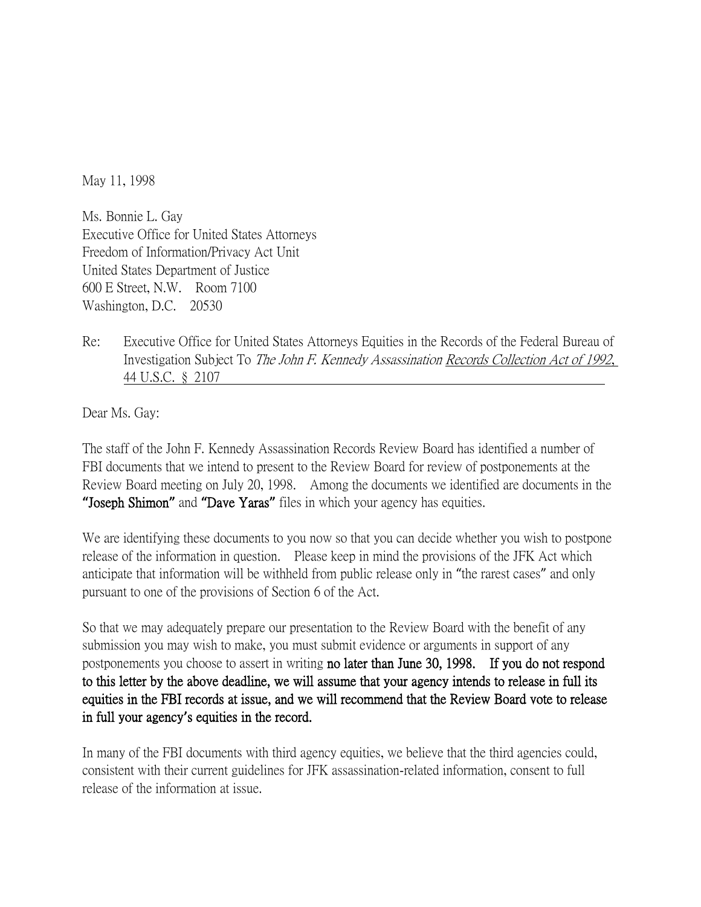May 11, 1998

Ms. Bonnie L. Gay  
Executive Office for United States Attorneys  
Freedom of Information/Privacy Act Unit  
United States Department of Justice  
600 E Street, N.W.   Room 7100  
Washington, D.C.   20530

Re: Executive Office for United States Attorneys Equities in the Records of the Federal Bureau of Investigation Subject To *The John F. Kennedy Assassination* Records Collection Act of 1992, 44 U.S.C. § 2107

Dear Ms. Gay:

The staff of the John F. Kennedy Assassination Records Review Board has identified a number of FBI documents that we intend to present to the Review Board for review of postponements at the Review Board meeting on July 20, 1998.   Among the documents we identified are documents in the **"Joseph Shimon"** and **"Dave Yaras"** files in which your agency has equities.

We are identifying these documents to you now so that you can decide whether you wish to postpone release of the information in question.   Please keep in mind the provisions of the JFK Act which anticipate that information will be withheld from public release only in "the rarest cases" and only pursuant to one of the provisions of Section 6 of the Act.

So that we may adequately prepare our presentation to the Review Board with the benefit of any submission you may wish to make, you must submit evidence or arguments in support of any postponements you choose to assert in writing **no later than June 30, 1998.   If you do not respond to this letter by the above deadline, we will assume that your agency intends to release in full its equities in the FBI records at issue, and we will recommend that the Review Board vote to release in full your agency's equities in the record.**

In many of the FBI documents with third agency equities, we believe that the third agencies could, consistent with their current guidelines for JFK assassination-related information, consent to full release of the information at issue.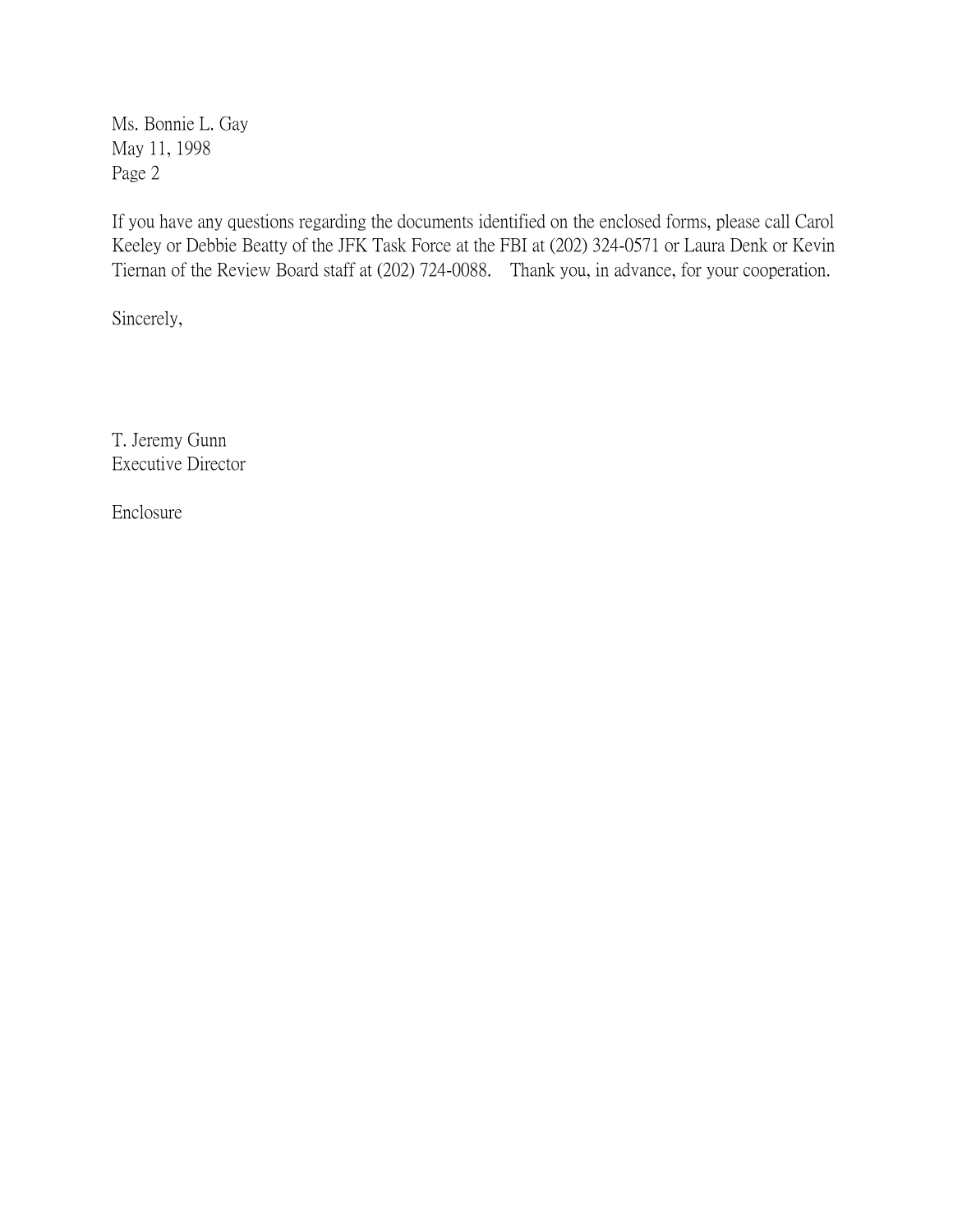If you have any questions regarding the documents identified on the enclosed forms, please call Carol Keeley or Debbie Beatty of the JFK Task Force at the FBI at (202) 324-0571 or Laura Denk or Kevin Tiernan of the Review Board staff at (202) 724-0088. Thank you, in advance, for your cooperation.

Sincerely,

T. Jeremy Gunn
Executive Director

Enclosure